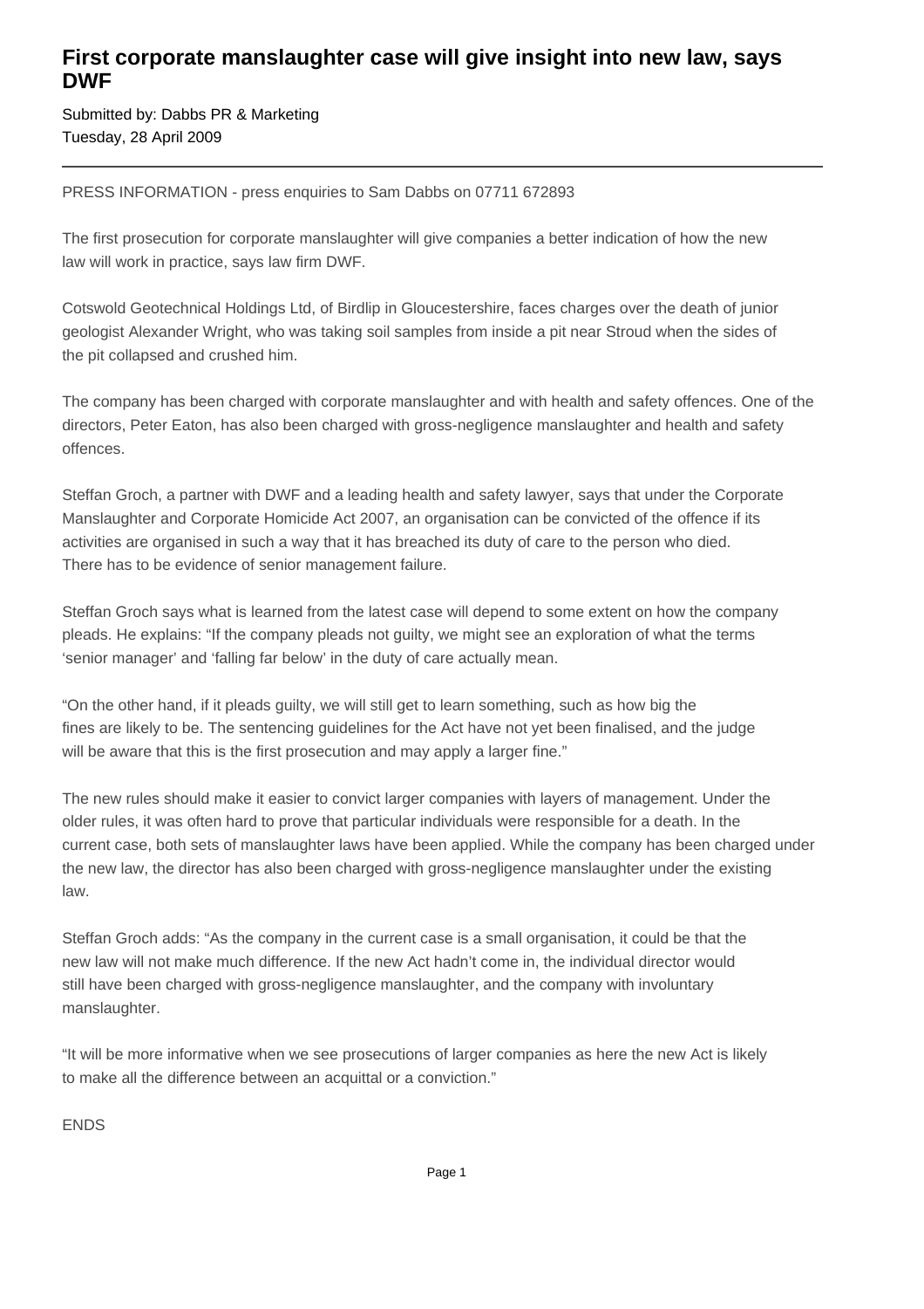# First corporate manslaughter case will give insight into new law, says DWF

Submitted by: Dabbs PR & Marketing
Tuesday, 28 April 2009

---

PRESS INFORMATION - press enquiries to Sam Dabbs on 07711 672893

The first prosecution for corporate manslaughter will give companies a better indication of how the new law will work in practice, says law firm DWF.

Cotswold Geotechnical Holdings Ltd, of Birdlip in Gloucestershire, faces charges over the death of junior geologist Alexander Wright, who was taking soil samples from inside a pit near Stroud when the sides of the pit collapsed and crushed him.

The company has been charged with corporate manslaughter and with health and safety offences. One of the directors, Peter Eaton, has also been charged with gross-negligence manslaughter and health and safety offences.

Steffan Groch, a partner with DWF and a leading health and safety lawyer, says that under the Corporate Manslaughter and Corporate Homicide Act 2007, an organisation can be convicted of the offence if its activities are organised in such a way that it has breached its duty of care to the person who died. There has to be evidence of senior management failure.

Steffan Groch says what is learned from the latest case will depend to some extent on how the company pleads. He explains: "If the company pleads not guilty, we might see an exploration of what the terms 'senior manager' and 'falling far below' in the duty of care actually mean.

"On the other hand, if it pleads guilty, we will still get to learn something, such as how big the fines are likely to be. The sentencing guidelines for the Act have not yet been finalised, and the judge will be aware that this is the first prosecution and may apply a larger fine."

The new rules should make it easier to convict larger companies with layers of management. Under the older rules, it was often hard to prove that particular individuals were responsible for a death. In the current case, both sets of manslaughter laws have been applied. While the company has been charged under the new law, the director has also been charged with gross-negligence manslaughter under the existing law.

Steffan Groch adds: "As the company in the current case is a small organisation, it could be that the new law will not make much difference. If the new Act hadn't come in, the individual director would still have been charged with gross-negligence manslaughter, and the company with involuntary manslaughter.

"It will be more informative when we see prosecutions of larger companies as here the new Act is likely to make all the difference between an acquittal or a conviction."

ENDS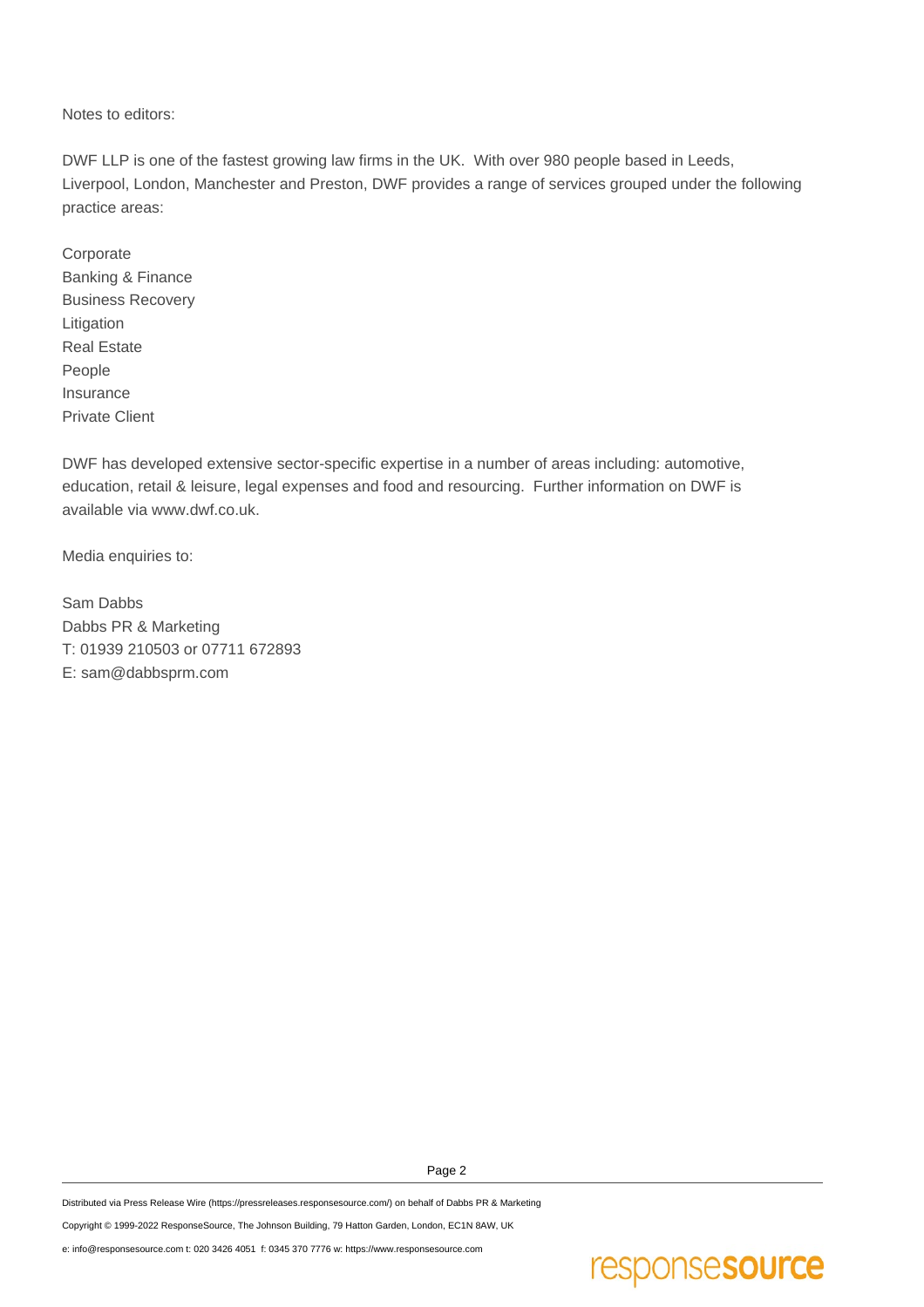Notes to editors:

DWF LLP is one of the fastest growing law firms in the UK. With over 980 people based in Leeds, Liverpool, London, Manchester and Preston, DWF provides a range of services grouped under the following practice areas:

Corporate
Banking & Finance
Business Recovery
Litigation
Real Estate
People
Insurance
Private Client

DWF has developed extensive sector-specific expertise in a number of areas including: automotive, education, retail & leisure, legal expenses and food and resourcing. Further information on DWF is available via www.dwf.co.uk.

Media enquiries to:

Sam Dabbs
Dabbs PR & Marketing
T: 01939 210503 or 07711 672893
E: sam@dabbsprm.com

Distributed via Press Release Wire (https://pressreleases.responsesource.com/) on behalf of Dabbs PR & Marketing

Copyright © 1999-2022 ResponseSource, The Johnson Building, 79 Hatton Garden, London, EC1N 8AW, UK

e: info@responsesource.com t: 020 3426 4051 f: 0345 370 7776 w: https://www.responsesource.com

responsesource